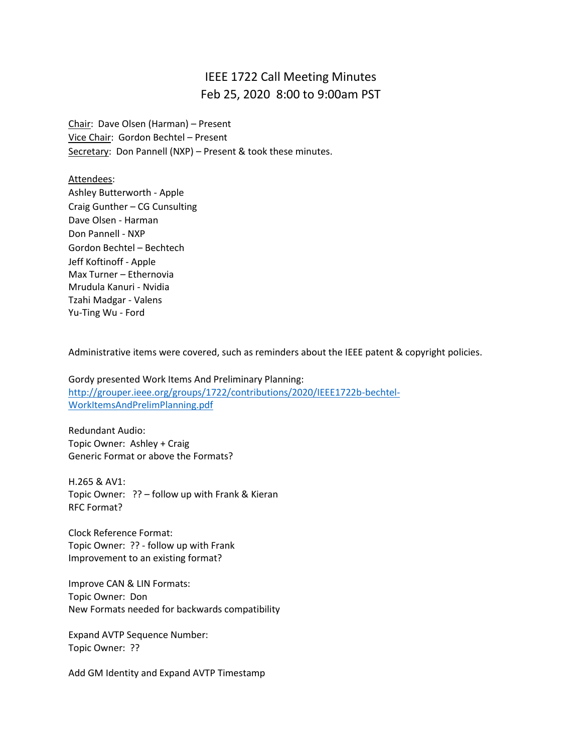# IEEE 1722 Call Meeting Minutes
## Feb 25, 2020 8:00 to 9:00am PST

Chair: Dave Olsen (Harman) – Present
Vice Chair: Gordon Bechtel – Present
Secretary: Don Pannell (NXP) – Present & took these minutes.

Attendees:
Ashley Butterworth - Apple
Craig Gunther – CG Cunsulting
Dave Olsen - Harman
Don Pannell - NXP
Gordon Bechtel – Bechtech
Jeff Koftinoff - Apple
Max Turner – Ethernovia
Mrudula Kanuri - Nvidia
Tzahi Madgar - Valens
Yu-Ting Wu - Ford

Administrative items were covered, such as reminders about the IEEE patent & copyright policies.

Gordy presented Work Items And Preliminary Planning:
[http://grouper.ieee.org/groups/1722/contributions/2020/IEEE1722b-bechtel-WorkItemsAndPrelimPlanning.pdf](http://grouper.ieee.org/groups/1722/contributions/2020/IEEE1722b-bechtel-WorkItemsAndPrelimPlanning.pdf)

Redundant Audio:
Topic Owner: Ashley + Craig
Generic Format or above the Formats?

H.265 & AV1:
Topic Owner: ?? – follow up with Frank & Kieran
RFC Format?

Clock Reference Format:
Topic Owner: ?? - follow up with Frank
Improvement to an existing format?

Improve CAN & LIN Formats:
Topic Owner: Don
New Formats needed for backwards compatibility

Expand AVTP Sequence Number:
Topic Owner: ??

Add GM Identity and Expand AVTP Timestamp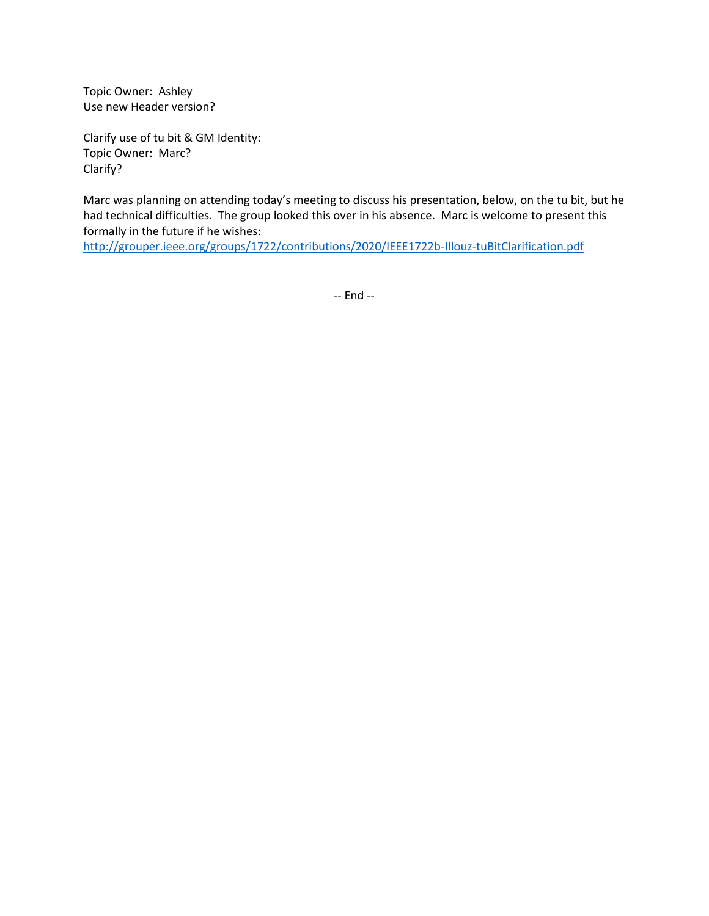Topic Owner: Ashley
Use new Header version?

Clarify use of tu bit & GM Identity:
Topic Owner: Marc?
Clarify?

Marc was planning on attending today's meeting to discuss his presentation, below, on the tu bit, but he had technical difficulties. The group looked this over in his absence. Marc is welcome to present this formally in the future if he wishes:
http://grouper.ieee.org/groups/1722/contributions/2020/IEEE1722b-Illouz-tuBitClarification.pdf

-- End --